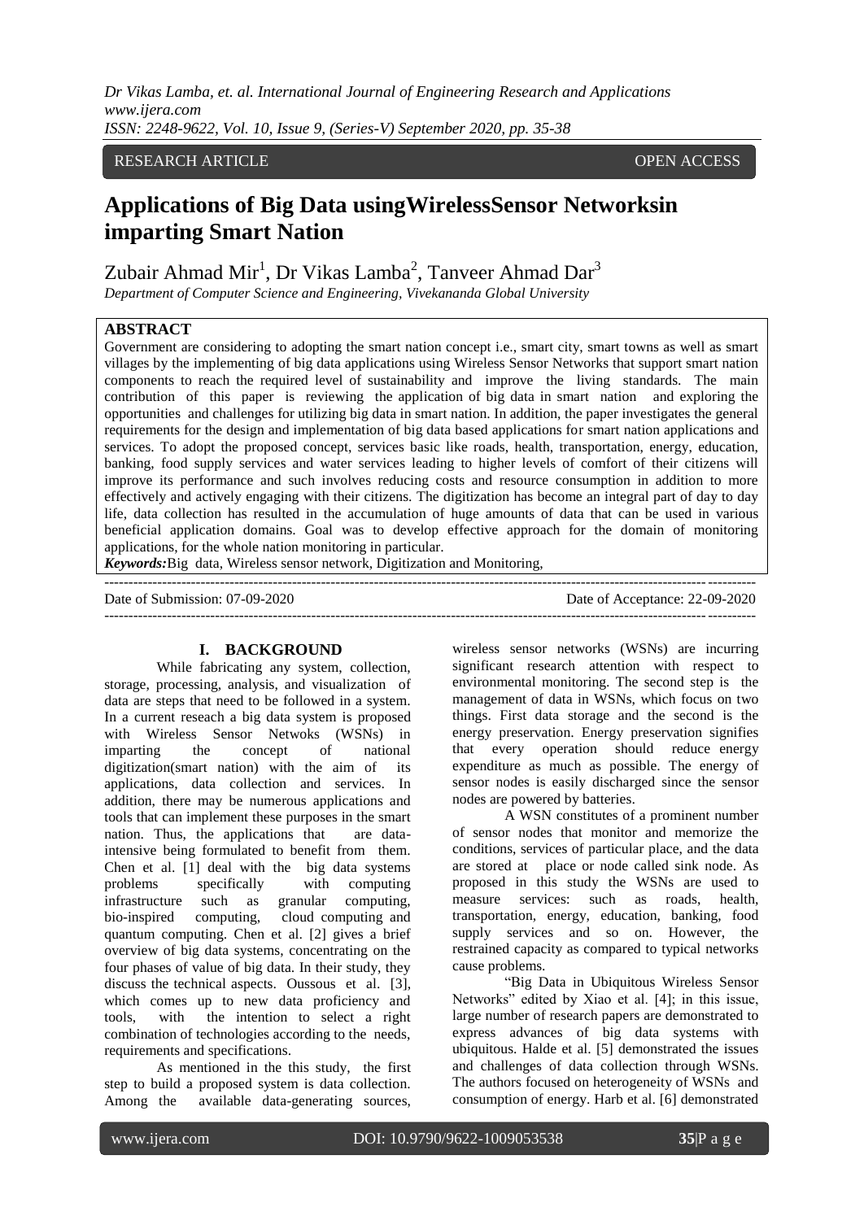RESEARCH ARTICLE OPEN ACCESS

# Applications of Big Data usingWirelessSensor Networksin imparting Smart Nation

Zubair Ahmad Mir[1], Dr Vikas Lamba[2], Tanveer Ahmad Dar[3]

*Department of Computer Science and Engineering, Vivekananda Global University*

## ABSTRACT

Government are considering to adopting the smart nation concept i.e., smart city, smart towns as well as smart villages by the implementing of big data applications using Wireless Sensor Networks that support smart nation components to reach the required level of sustainability and improve the living standards. The main contribution of this paper is reviewing the application of big data in smart nation and exploring the opportunities and challenges for utilizing big data in smart nation. In addition, the paper investigates the general requirements for the design and implementation of big data based applications for smart nation applications and services. To adopt the proposed concept, services basic like roads, health, transportation, energy, education, banking, food supply services and water services leading to higher levels of comfort of their citizens will improve its performance and such involves reducing costs and resource consumption in addition to more effectively and actively engaging with their citizens. The digitization has become an integral part of day to day life, data collection has resulted in the accumulation of huge amounts of data that can be used in various beneficial application domains. Goal was to develop effective approach for the domain of monitoring applications, for the whole nation monitoring in particular.

***Keywords:***Big data, Wireless sensor network, Digitization and Monitoring,

---

Date of Submission: 07-09-2020 Date of Acceptance: 22-09-2020

---

## I. BACKGROUND

While fabricating any system, collection, storage, processing, analysis, and visualization of data are steps that need to be followed in a system. In a current reseach a big data system is proposed with Wireless Sensor Netwoks (WSNs) in imparting the concept of national digitization(smart nation) with the aim of its applications, data collection and services. In addition, there may be numerous applications and tools that can implement these purposes in the smart nation. Thus, the applications that are data-intensive being formulated to benefit from them. Chen et al. [1] deal with the big data systems problems specifically with computing infrastructure such as granular computing, bio-inspired computing, cloud computing and quantum computing. Chen et al. [2] gives a brief overview of big data systems, concentrating on the four phases of value of big data. In their study, they discuss the technical aspects. Oussous et al. [3], which comes up to new data proficiency and tools, with the intention to select a right combination of technologies according to the needs, requirements and specifications.

As mentioned in the this study, the first step to build a proposed system is data collection. Among the available data-generating sources, wireless sensor networks (WSNs) are incurring significant research attention with respect to environmental monitoring. The second step is the management of data in WSNs, which focus on two things. First data storage and the second is the energy preservation. Energy preservation signifies that every operation should reduce energy expenditure as much as possible. The energy of sensor nodes is easily discharged since the sensor nodes are powered by batteries.

A WSN constitutes of a prominent number of sensor nodes that monitor and memorize the conditions, services of particular place, and the data are stored at place or node called sink node. As proposed in this study the WSNs are used to measure services: such as roads, health, transportation, energy, education, banking, food supply services and so on. However, the restrained capacity as compared to typical networks cause problems.

"Big Data in Ubiquitous Wireless Sensor Networks" edited by Xiao et al. [4]; in this issue, large number of research papers are demonstrated to express advances of big data systems with ubiquitous. Halde et al. [5] demonstrated the issues and challenges of data collection through WSNs. The authors focused on heterogeneity of WSNs and consumption of energy. Harb et al. [6] demonstrated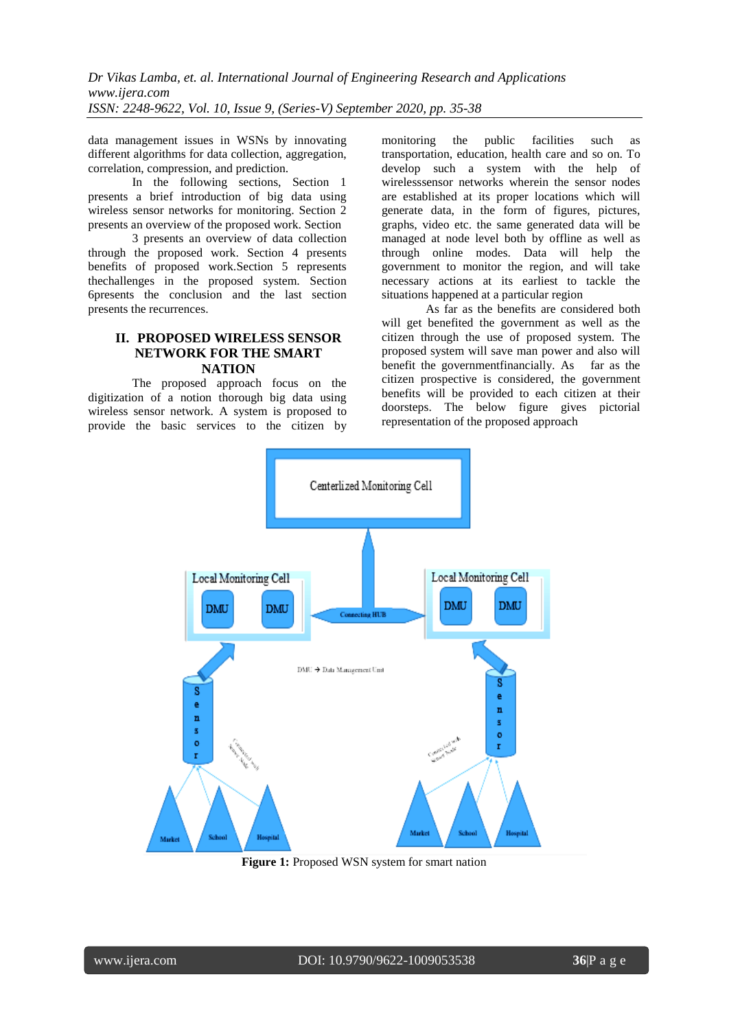data management issues in WSNs by innovating different algorithms for data collection, aggregation, correlation, compression, and prediction.

In the following sections, Section 1 presents a brief introduction of big data using wireless sensor networks for monitoring. Section 2 presents an overview of the proposed work. Section 3 presents an overview of data collection through the proposed work. Section 4 presents benefits of proposed work.Section 5 represents thechallenges in the proposed system. Section 6presents the conclusion and the last section presents the recurrences.

## II. PROPOSED WIRELESS SENSOR NETWORK FOR THE SMART NATION

The proposed approach focus on the digitization of a notion thorough big data using wireless sensor network. A system is proposed to provide the basic services to the citizen by monitoring the public facilities such as transportation, education, health care and so on. To develop such a system with the help of wirelesssensor networks wherein the sensor nodes are established at its proper locations which will generate data, in the form of figures, pictures, graphs, video etc. the same generated data will be managed at node level both by offline as well as through online modes. Data will help the government to monitor the region, and will take necessary actions at its earliest to tackle the situations happened at a particular region

As far as the benefits are considered both will get benefited the government as well as the citizen through the use of proposed system. The proposed system will save man power and also will benefit the governmentfinancially. As far as the citizen prospective is considered, the government benefits will be provided to each citizen at their doorsteps. The below figure gives pictorial representation of the proposed approach

**Figure 1:** Proposed WSN system for smart nation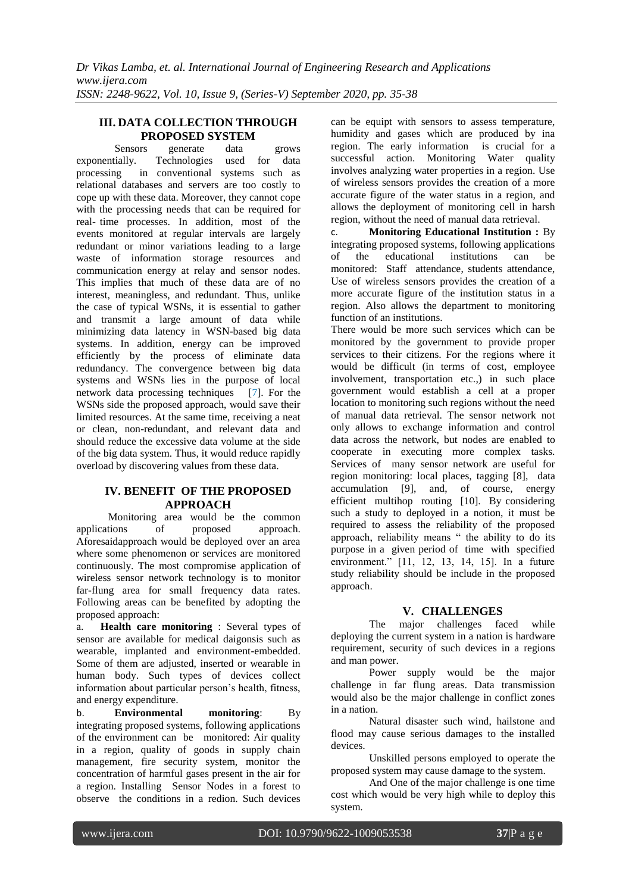## III. DATA COLLECTION THROUGH PROPOSED SYSTEM

Sensors generate data grows exponentially. Technologies used for data processing in conventional systems such as relational databases and servers are too costly to cope up with these data. Moreover, they cannot cope with the processing needs that can be required for real- time processes. In addition, most of the events monitored at regular intervals are largely redundant or minor variations leading to a large waste of information storage resources and communication energy at relay and sensor nodes. This implies that much of these data are of no interest, meaningless, and redundant. Thus, unlike the case of typical WSNs, it is essential to gather and transmit a large amount of data while minimizing data latency in WSN-based big data systems. In addition, energy can be improved efficiently by the process of eliminate data redundancy. The convergence between big data systems and WSNs lies in the purpose of local network data processing techniques [7]. For the WSNs side the proposed approach, would save their limited resources. At the same time, receiving a neat or clean, non-redundant, and relevant data and should reduce the excessive data volume at the side of the big data system. Thus, it would reduce rapidly overload by discovering values from these data.

## IV. BENEFIT OF THE PROPOSED APPROACH

Monitoring area would be the common applications of proposed approach. Aforesaidapproach would be deployed over an area where some phenomenon or services are monitored continuously. The most compromise application of wireless sensor network technology is to monitor far-flung area for small frequency data rates. Following areas can be benefited by adopting the proposed approach:

a. **Health care monitoring** : Several types of sensor are available for medical daigonsis such as wearable, implanted and environment-embedded. Some of them are adjusted, inserted or wearable in human body. Such types of devices collect information about particular person's health, fitness, and energy expenditure.

b. **Environmental monitoring**: By integrating proposed systems, following applications of the environment can be monitored: Air quality in a region, quality of goods in supply chain management, fire security system, monitor the concentration of harmful gases present in the air for a region. Installing Sensor Nodes in a forest to observe the conditions in a redion. Such devices can be equipt with sensors to assess temperature, humidity and gases which are produced by ina region. The early information is crucial for a successful action. Monitoring Water quality involves analyzing water properties in a region. Use of wireless sensors provides the creation of a more accurate figure of the water status in a region, and allows the deployment of monitoring cell in harsh region, without the need of manual data retrieval.

c. **Monitoring Educational Institution :** By integrating proposed systems, following applications of the educational institutions can be monitored: Staff attendance, students attendance, Use of wireless sensors provides the creation of a more accurate figure of the institution status in a region. Also allows the department to monitoring function of an institutions.

There would be more such services which can be monitored by the government to provide proper services to their citizens. For the regions where it would be difficult (in terms of cost, employee involvement, transportation etc.,) in such place government would establish a cell at a proper location to monitoring such regions without the need of manual data retrieval. The sensor network not only allows to exchange information and control data across the network, but nodes are enabled to cooperate in executing more complex tasks. Services of many sensor network are useful for region monitoring: local places, tagging [8], data accumulation [9], and, of course, energy efficient multihop routing [10]. By considering such a study to deployed in a notion, it must be required to assess the reliability of the proposed approach, reliability means " the ability to do its purpose in a given period of time with specified environment." [11, 12, 13, 14, 15]. In a future study reliability should be include in the proposed approach.

## V. CHALLENGES

The major challenges faced while deploying the current system in a nation is hardware requirement, security of such devices in a regions and man power.

Power supply would be the major challenge in far flung areas. Data transmission would also be the major challenge in conflict zones in a nation.

Natural disaster such wind, hailstone and flood may cause serious damages to the installed devices.

Unskilled persons employed to operate the proposed system may cause damage to the system.

And One of the major challenge is one time cost which would be very high while to deploy this system.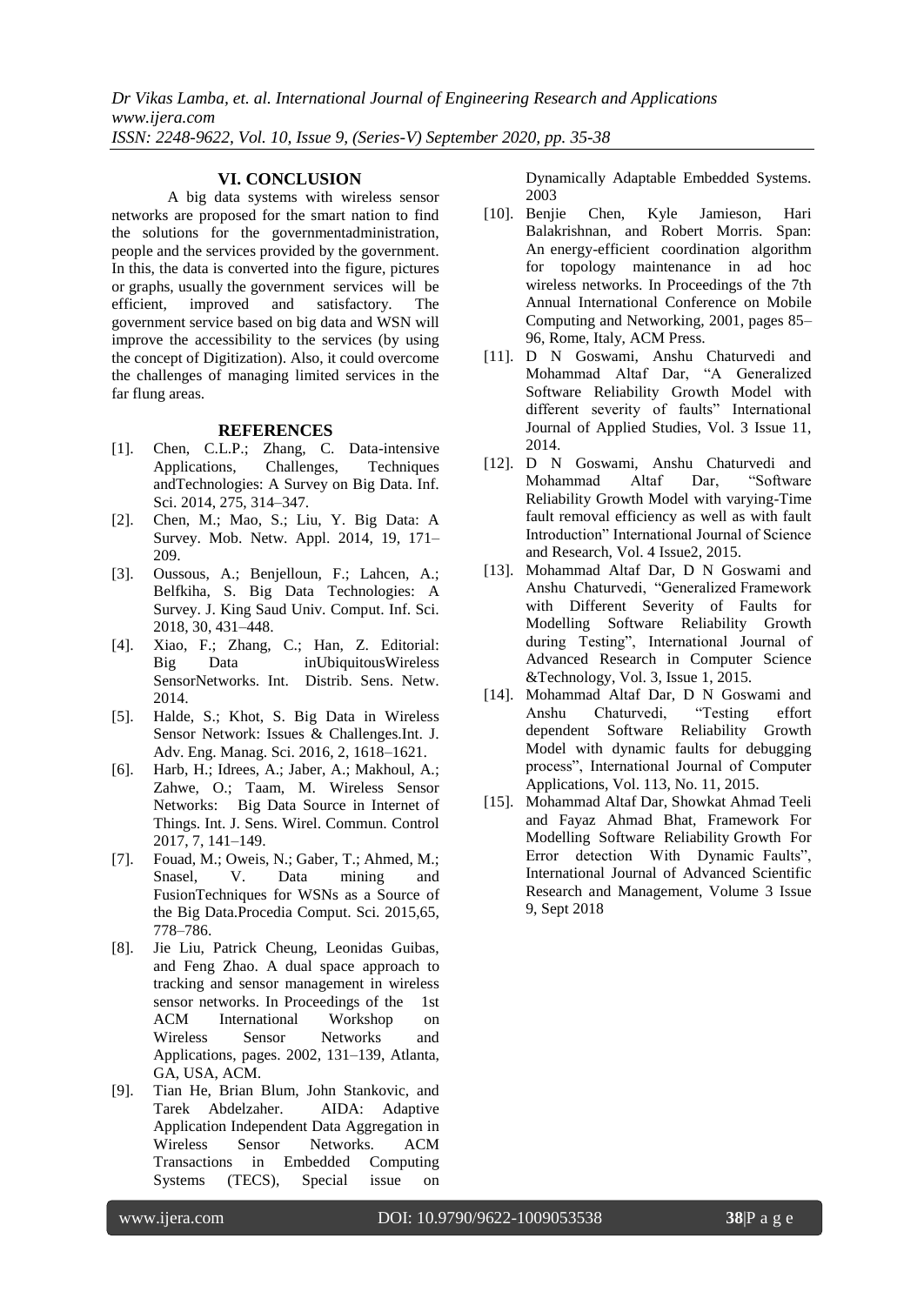## VI. CONCLUSION

A big data systems with wireless sensor networks are proposed for the smart nation to find the solutions for the governmentadministration, people and the services provided by the government. In this, the data is converted into the figure, pictures or graphs, usually the government services will be efficient, improved and satisfactory. The government service based on big data and WSN will improve the accessibility to the services (by using the concept of Digitization). Also, it could overcome the challenges of managing limited services in the far flung areas.

## REFERENCES

[1]. Chen, C.L.P.; Zhang, C. Data-intensive Applications, Challenges, Techniques andTechnologies: A Survey on Big Data. Inf. Sci. 2014, 275, 314–347.

[2]. Chen, M.; Mao, S.; Liu, Y. Big Data: A Survey. Mob. Netw. Appl. 2014, 19, 171–209.

[3]. Oussous, A.; Benjelloun, F.; Lahcen, A.; Belfkiha, S. Big Data Technologies: A Survey. J. King Saud Univ. Comput. Inf. Sci. 2018, 30, 431–448.

[4]. Xiao, F.; Zhang, C.; Han, Z. Editorial: Big Data inUbiquitousWireless SensorNetworks. Int. Distrib. Sens. Netw. 2014.

[5]. Halde, S.; Khot, S. Big Data in Wireless Sensor Network: Issues & Challenges.Int. J. Adv. Eng. Manag. Sci. 2016, 2, 1618–1621.

[6]. Harb, H.; Idrees, A.; Jaber, A.; Makhoul, A.; Zahwe, O.; Taam, M. Wireless Sensor Networks: Big Data Source in Internet of Things. Int. J. Sens. Wirel. Commun. Control 2017, 7, 141–149.

[7]. Fouad, M.; Oweis, N.; Gaber, T.; Ahmed, M.; Snasel, V. Data mining and FusionTechniques for WSNs as a Source of the Big Data.Procedia Comput. Sci. 2015,65, 778–786.

[8]. Jie Liu, Patrick Cheung, Leonidas Guibas, and Feng Zhao. A dual space approach to tracking and sensor management in wireless sensor networks. In Proceedings of the 1st ACM International Workshop on Wireless Sensor Networks and Applications, pages. 2002, 131–139, Atlanta, GA, USA, ACM.

[9]. Tian He, Brian Blum, John Stankovic, and Tarek Abdelzaher. AIDA: Adaptive Application Independent Data Aggregation in Wireless Sensor Networks. ACM Transactions in Embedded Computing Systems (TECS), Special issue on Dynamically Adaptable Embedded Systems. 2003

[10]. Benjie Chen, Kyle Jamieson, Hari Balakrishnan, and Robert Morris. Span: An energy-efficient coordination algorithm for topology maintenance in ad hoc wireless networks. In Proceedings of the 7th Annual International Conference on Mobile Computing and Networking, 2001, pages 85–96, Rome, Italy, ACM Press.

[11]. D N Goswami, Anshu Chaturvedi and Mohammad Altaf Dar, "A Generalized Software Reliability Growth Model with different severity of faults" International Journal of Applied Studies, Vol. 3 Issue 11, 2014.

[12]. D N Goswami, Anshu Chaturvedi and Mohammad Altaf Dar, "Software Reliability Growth Model with varying-Time fault removal efficiency as well as with fault Introduction" International Journal of Science and Research, Vol. 4 Issue2, 2015.

[13]. Mohammad Altaf Dar, D N Goswami and Anshu Chaturvedi, "Generalized Framework with Different Severity of Faults for Modelling Software Reliability Growth during Testing", International Journal of Advanced Research in Computer Science &Technology, Vol. 3, Issue 1, 2015.

[14]. Mohammad Altaf Dar, D N Goswami and Anshu Chaturvedi, "Testing effort dependent Software Reliability Growth Model with dynamic faults for debugging process", International Journal of Computer Applications, Vol. 113, No. 11, 2015.

[15]. Mohammad Altaf Dar, Showkat Ahmad Teeli and Fayaz Ahmad Bhat, Framework For Modelling Software Reliability Growth For Error detection With Dynamic Faults", International Journal of Advanced Scientific Research and Management, Volume 3 Issue 9, Sept 2018